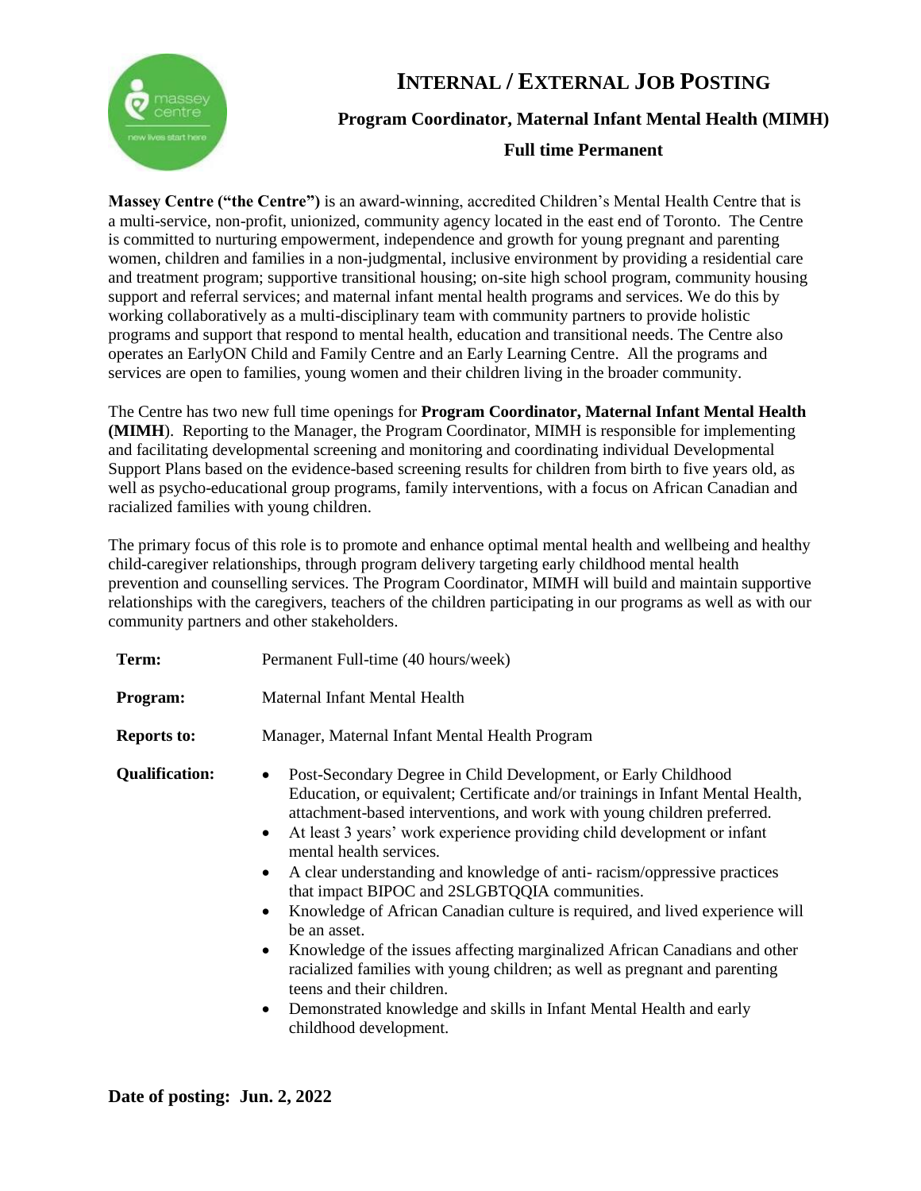# INTERNAL / EXTERNAL JOB POSTING

## Program Coordinator, Maternal Infant Mental Health (MIMH)

### Full time Permanent

**Massey Centre ("the Centre")** is an award-winning, accredited Children's Mental Health Centre that is a multi-service, non-profit, unionized, community agency located in the east end of Toronto. The Centre is committed to nurturing empowerment, independence and growth for young pregnant and parenting women, children and families in a non-judgmental, inclusive environment by providing a residential care and treatment program; supportive transitional housing; on-site high school program, community housing support and referral services; and maternal infant mental health programs and services. We do this by working collaboratively as a multi-disciplinary team with community partners to provide holistic programs and support that respond to mental health, education and transitional needs. The Centre also operates an EarlyON Child and Family Centre and an Early Learning Centre. All the programs and services are open to families, young women and their children living in the broader community.

The Centre has two new full time openings for **Program Coordinator, Maternal Infant Mental Health (MIMH)**. Reporting to the Manager, the Program Coordinator, MIMH is responsible for implementing and facilitating developmental screening and monitoring and coordinating individual Developmental Support Plans based on the evidence-based screening results for children from birth to five years old, as well as psycho-educational group programs, family interventions, with a focus on African Canadian and racialized families with young children.

The primary focus of this role is to promote and enhance optimal mental health and wellbeing and healthy child-caregiver relationships, through program delivery targeting early childhood mental health prevention and counselling services. The Program Coordinator, MIMH will build and maintain supportive relationships with the caregivers, teachers of the children participating in our programs as well as with our community partners and other stakeholders.

**Term:** Permanent Full-time (40 hours/week)

**Program:** Maternal Infant Mental Health

**Reports to:** Manager, Maternal Infant Mental Health Program

**Qualification:**

- Post-Secondary Degree in Child Development, or Early Childhood Education, or equivalent; Certificate and/or trainings in Infant Mental Health, attachment-based interventions, and work with young children preferred.
- At least 3 years' work experience providing child development or infant mental health services.
- A clear understanding and knowledge of anti- racism/oppressive practices that impact BIPOC and 2SLGBTQQIA communities.
- Knowledge of African Canadian culture is required, and lived experience will be an asset.
- Knowledge of the issues affecting marginalized African Canadians and other racialized families with young children; as well as pregnant and parenting teens and their children.
- Demonstrated knowledge and skills in Infant Mental Health and early childhood development.

**Date of posting: Jun. 2, 2022**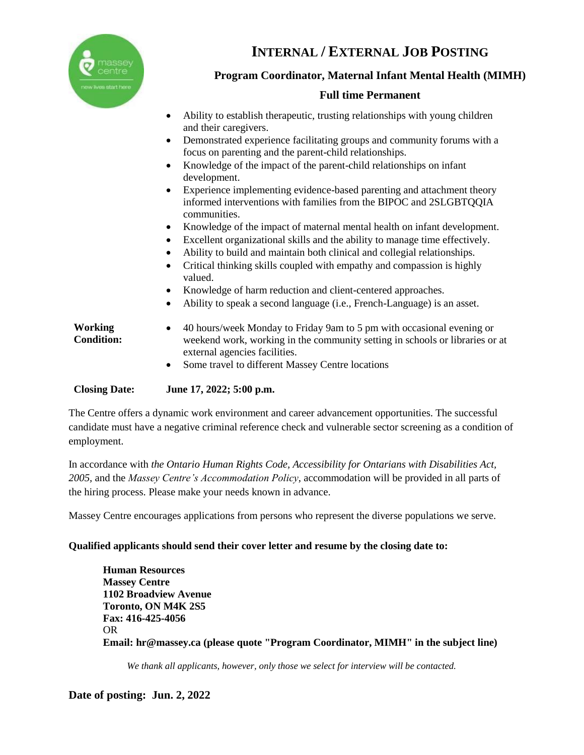# INTERNAL / EXTERNAL JOB POSTING

### Program Coordinator, Maternal Infant Mental Health (MIMH)

### Full time Permanent

- Ability to establish therapeutic, trusting relationships with young children and their caregivers.
- Demonstrated experience facilitating groups and community forums with a focus on parenting and the parent-child relationships.
- Knowledge of the impact of the parent-child relationships on infant development.
- Experience implementing evidence-based parenting and attachment theory informed interventions with families from the BIPOC and 2SLGBTQQIA communities.
- Knowledge of the impact of maternal mental health on infant development.
- Excellent organizational skills and the ability to manage time effectively.
- Ability to build and maintain both clinical and collegial relationships.
- Critical thinking skills coupled with empathy and compassion is highly valued.
- Knowledge of harm reduction and client-centered approaches.
- Ability to speak a second language (i.e., French-Language) is an asset.

**Working Condition:**

- 40 hours/week Monday to Friday 9am to 5 pm with occasional evening or weekend work, working in the community setting in schools or libraries or at external agencies facilities.
- Some travel to different Massey Centre locations

**Closing Date:** **June 17, 2022; 5:00 p.m.**

The Centre offers a dynamic work environment and career advancement opportunities. The successful candidate must have a negative criminal reference check and vulnerable sector screening as a condition of employment.

In accordance with *the Ontario Human Rights Code, Accessibility for Ontarians with Disabilities Act, 2005*, and the *Massey Centre's Accommodation Policy*, accommodation will be provided in all parts of the hiring process. Please make your needs known in advance.

Massey Centre encourages applications from persons who represent the diverse populations we serve.

**Qualified applicants should send their cover letter and resume by the closing date to:**

**Human Resources**
**Massey Centre**
**1102 Broadview Avenue**
**Toronto, ON M4K 2S5**
**Fax: 416-425-4056**
OR
**Email: hr@massey.ca (please quote "Program Coordinator, MIMH" in the subject line)**

*We thank all applicants, however, only those we select for interview will be contacted.*

**Date of posting: Jun. 2, 2022**